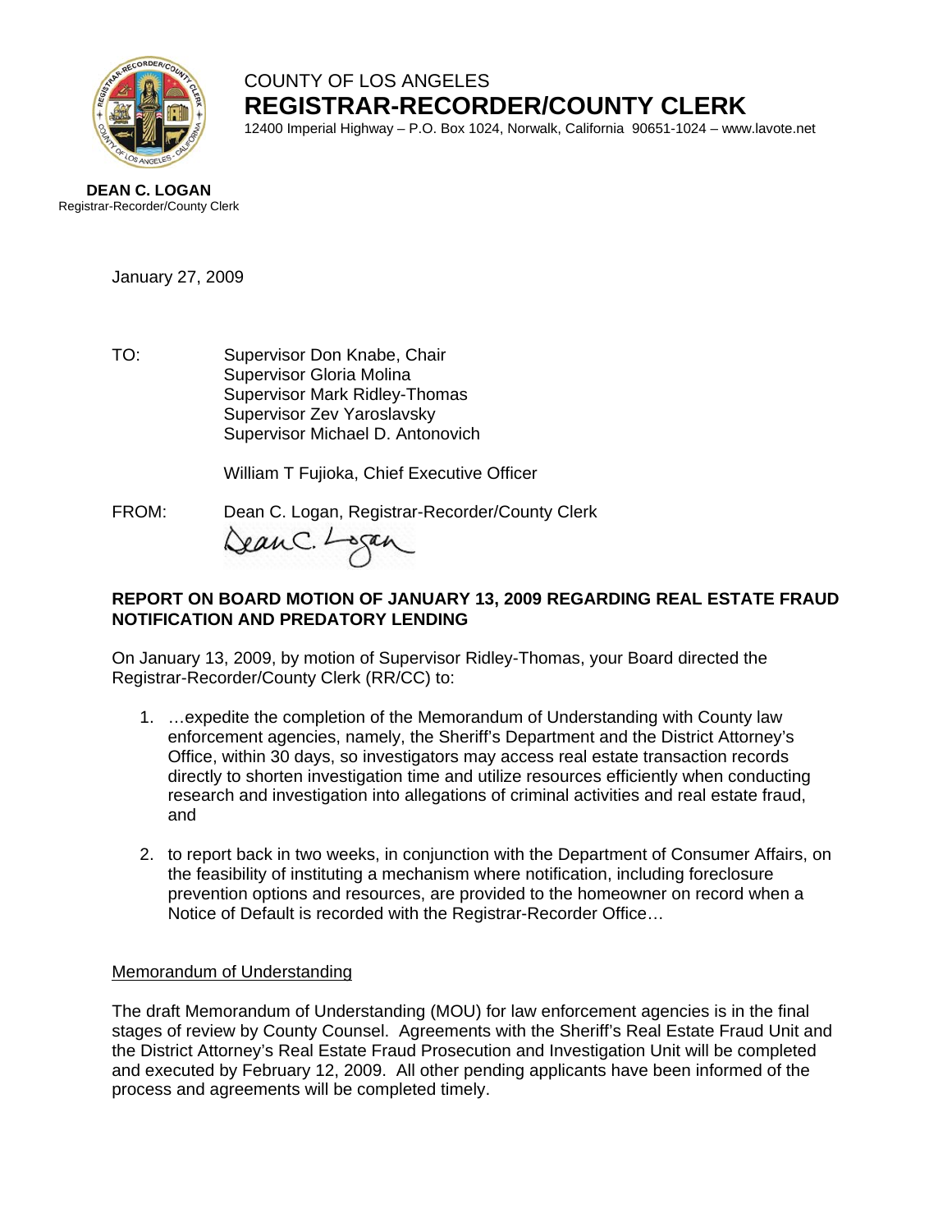COUNTY OF LOS ANGELES

**REGISTRAR-RECORDER/COUNTY CLERK**

12400 Imperial Highway – P.O. Box 1024, Norwalk, California 90651-1024 – www.lavote.net

**DEAN C. LOGAN**
Registrar-Recorder/County Clerk

January 27, 2009

TO: Supervisor Don Knabe, Chair
Supervisor Gloria Molina
Supervisor Mark Ridley-Thomas
Supervisor Zev Yaroslavsky
Supervisor Michael D. Antonovich

William T Fujioka, Chief Executive Officer

FROM: Dean C. Logan, Registrar-Recorder/County Clerk

**REPORT ON BOARD MOTION OF JANUARY 13, 2009 REGARDING REAL ESTATE FRAUD NOTIFICATION AND PREDATORY LENDING**

On January 13, 2009, by motion of Supervisor Ridley-Thomas, your Board directed the Registrar-Recorder/County Clerk (RR/CC) to:

1. …expedite the completion of the Memorandum of Understanding with County law enforcement agencies, namely, the Sheriff's Department and the District Attorney's Office, within 30 days, so investigators may access real estate transaction records directly to shorten investigation time and utilize resources efficiently when conducting research and investigation into allegations of criminal activities and real estate fraud, and

2. to report back in two weeks, in conjunction with the Department of Consumer Affairs, on the feasibility of instituting a mechanism where notification, including foreclosure prevention options and resources, are provided to the homeowner on record when a Notice of Default is recorded with the Registrar-Recorder Office…

<u>Memorandum of Understanding</u>

The draft Memorandum of Understanding (MOU) for law enforcement agencies is in the final stages of review by County Counsel. Agreements with the Sheriff's Real Estate Fraud Unit and the District Attorney's Real Estate Fraud Prosecution and Investigation Unit will be completed and executed by February 12, 2009. All other pending applicants have been informed of the process and agreements will be completed timely.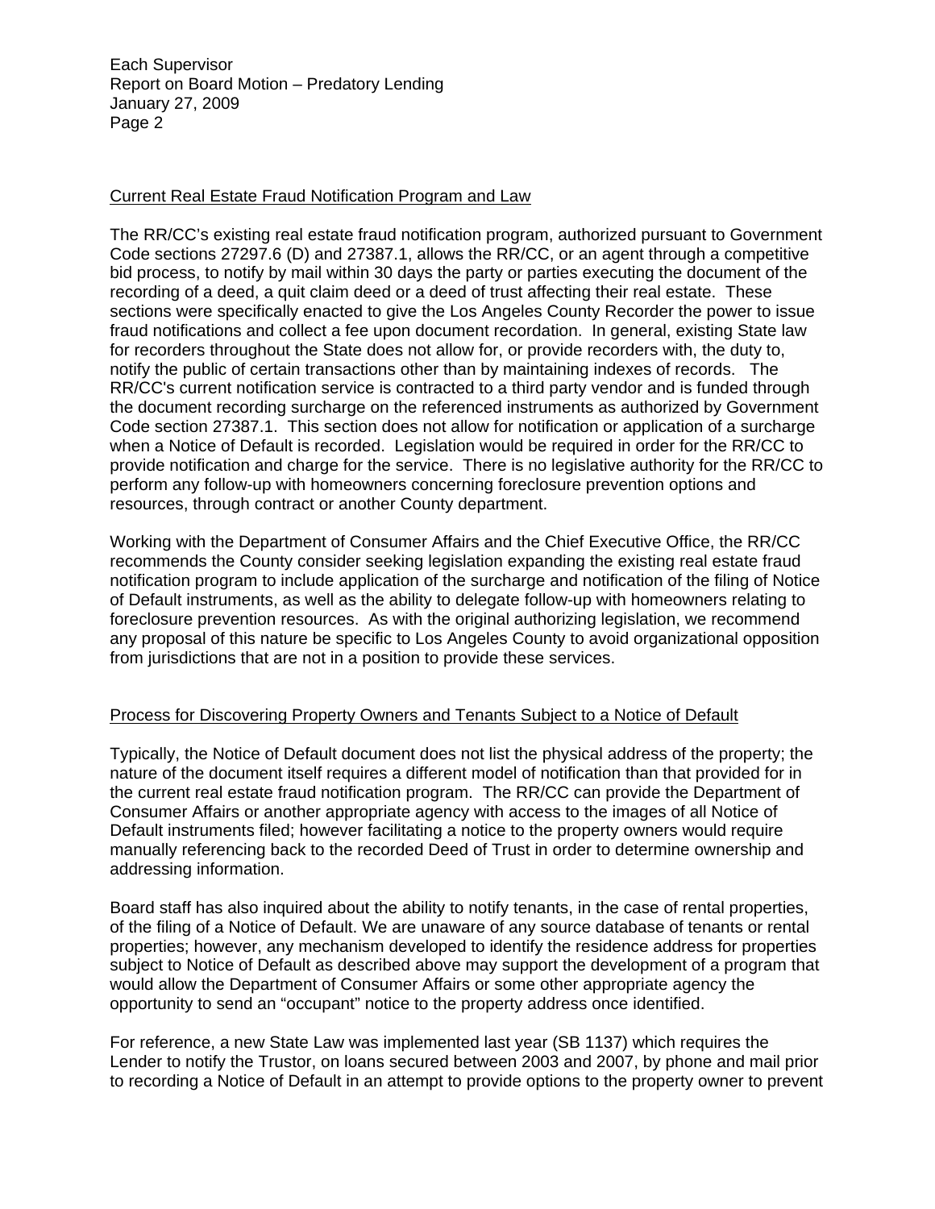## Current Real Estate Fraud Notification Program and Law

The RR/CC's existing real estate fraud notification program, authorized pursuant to Government Code sections 27297.6 (D) and 27387.1, allows the RR/CC, or an agent through a competitive bid process, to notify by mail within 30 days the party or parties executing the document of the recording of a deed, a quit claim deed or a deed of trust affecting their real estate. These sections were specifically enacted to give the Los Angeles County Recorder the power to issue fraud notifications and collect a fee upon document recordation. In general, existing State law for recorders throughout the State does not allow for, or provide recorders with, the duty to, notify the public of certain transactions other than by maintaining indexes of records. The RR/CC's current notification service is contracted to a third party vendor and is funded through the document recording surcharge on the referenced instruments as authorized by Government Code section 27387.1. This section does not allow for notification or application of a surcharge when a Notice of Default is recorded. Legislation would be required in order for the RR/CC to provide notification and charge for the service. There is no legislative authority for the RR/CC to perform any follow-up with homeowners concerning foreclosure prevention options and resources, through contract or another County department.

Working with the Department of Consumer Affairs and the Chief Executive Office, the RR/CC recommends the County consider seeking legislation expanding the existing real estate fraud notification program to include application of the surcharge and notification of the filing of Notice of Default instruments, as well as the ability to delegate follow-up with homeowners relating to foreclosure prevention resources. As with the original authorizing legislation, we recommend any proposal of this nature be specific to Los Angeles County to avoid organizational opposition from jurisdictions that are not in a position to provide these services.

## Process for Discovering Property Owners and Tenants Subject to a Notice of Default

Typically, the Notice of Default document does not list the physical address of the property; the nature of the document itself requires a different model of notification than that provided for in the current real estate fraud notification program. The RR/CC can provide the Department of Consumer Affairs or another appropriate agency with access to the images of all Notice of Default instruments filed; however facilitating a notice to the property owners would require manually referencing back to the recorded Deed of Trust in order to determine ownership and addressing information.

Board staff has also inquired about the ability to notify tenants, in the case of rental properties, of the filing of a Notice of Default. We are unaware of any source database of tenants or rental properties; however, any mechanism developed to identify the residence address for properties subject to Notice of Default as described above may support the development of a program that would allow the Department of Consumer Affairs or some other appropriate agency the opportunity to send an "occupant" notice to the property address once identified.

For reference, a new State Law was implemented last year (SB 1137) which requires the Lender to notify the Trustor, on loans secured between 2003 and 2007, by phone and mail prior to recording a Notice of Default in an attempt to provide options to the property owner to prevent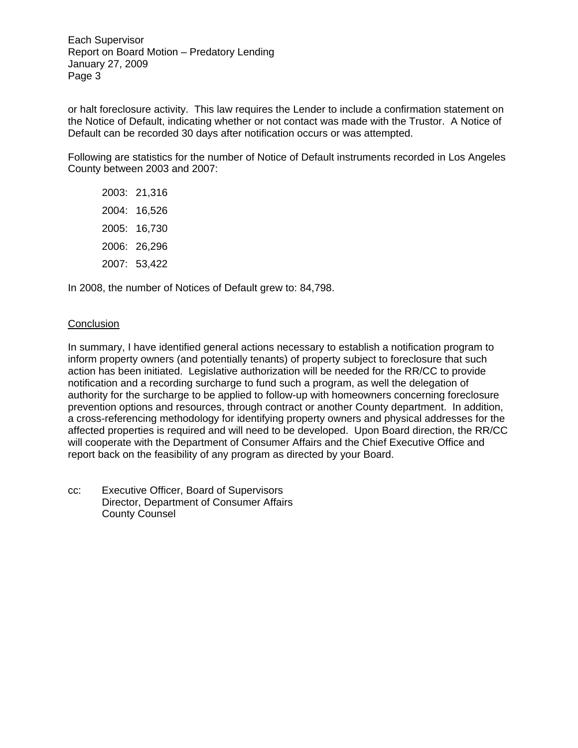or halt foreclosure activity. This law requires the Lender to include a confirmation statement on the Notice of Default, indicating whether or not contact was made with the Trustor. A Notice of Default can be recorded 30 days after notification occurs or was attempted.

Following are statistics for the number of Notice of Default instruments recorded in Los Angeles County between 2003 and 2007:

2003: 21,316

2004: 16,526

2005: 16,730

2006: 26,296

2007: 53,422

In 2008, the number of Notices of Default grew to: 84,798.

<u>Conclusion</u>

In summary, I have identified general actions necessary to establish a notification program to inform property owners (and potentially tenants) of property subject to foreclosure that such action has been initiated. Legislative authorization will be needed for the RR/CC to provide notification and a recording surcharge to fund such a program, as well the delegation of authority for the surcharge to be applied to follow-up with homeowners concerning foreclosure prevention options and resources, through contract or another County department. In addition, a cross-referencing methodology for identifying property owners and physical addresses for the affected properties is required and will need to be developed. Upon Board direction, the RR/CC will cooperate with the Department of Consumer Affairs and the Chief Executive Office and report back on the feasibility of any program as directed by your Board.

cc: Executive Officer, Board of Supervisors
Director, Department of Consumer Affairs
County Counsel